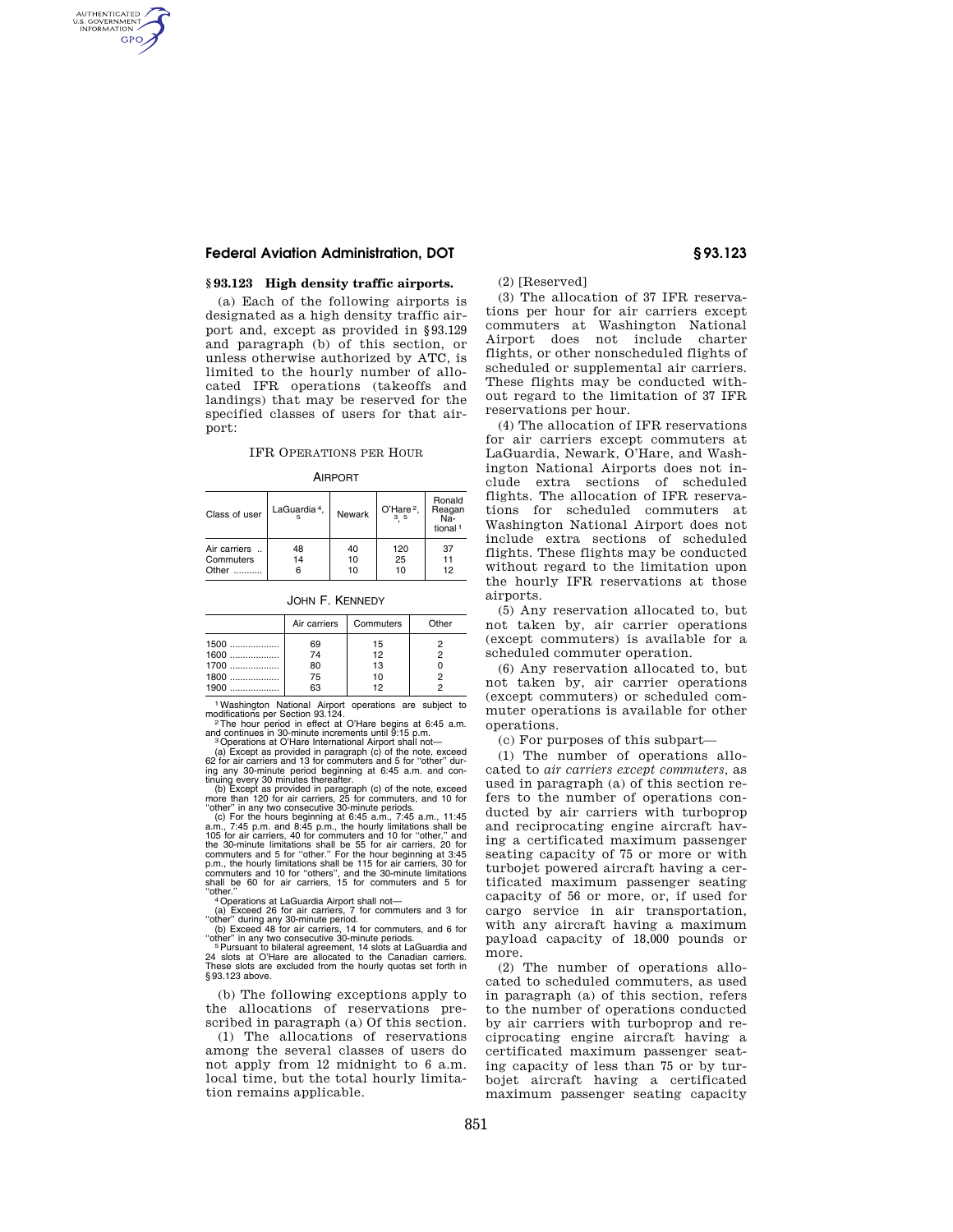## § 93.123 High density traffic airports.

(a) Each of the following airports is designated as a high density traffic airport and, except as provided in § 93.129 and paragraph (b) of this section, or unless otherwise authorized by ATC, is limited to the hourly number of allocated IFR operations (takeoffs and landings) that may be reserved for the specified classes of users for that airport:

IFR OPERATIONS PER HOUR

AIRPORT

| Class of user | LaGuardia [4,5] | Newark | O'Hare [2,3,5] | Ronald Reagan National [1] |
|---|---|---|---|---|
| Air carriers .. | 48 | 40 | 120 | 37 |
| Commuters | 14 | 10 | 25 | 11 |
| Other .......... | 6 | 10 | 10 | 12 |

JOHN F. KENNEDY

| | Air carriers | Commuters | Other |
|---|---|---|---|
| 1500 .................. | 69 | 15 | 2 |
| 1600 .................. | 74 | 12 | 2 |
| 1700 .................. | 80 | 13 | 0 |
| 1800 .................. | 75 | 10 | 2 |
| 1900 .................. | 63 | 12 | 2 |

[1] Washington National Airport operations are subject to modifications per Section 93.124.

[2] The hour period in effect at O'Hare begins at 6:45 a.m. and continues in 30-minute increments until 9:15 p.m.

[3] Operations at O'Hare International Airport shall not—

(a) Except as provided in paragraph (c) of the note, exceed 62 for air carriers and 13 for commuters and 5 for "other" during any 30-minute period beginning at 6:45 a.m. and continuing every 30 minutes thereafter.

(b) Except as provided in paragraph (c) of the note, exceed more than 120 for air carriers, 25 for commuters, and 10 for "other" in any two consecutive 30-minute periods.

(c) For the hours beginning at 6:45 a.m., 7:45 a.m., 11:45 a.m., 7:45 p.m. and 8:45 p.m., the hourly limitations shall be 105 for air carriers, 40 for commuters and 10 for "other," and the 30-minute limitations shall be 55 for air carriers, 20 for commuters and 5 for "other." For the hour beginning at 3:45 p.m., the hourly limitations shall be 115 for air carriers, 30 for commuters and 10 for "others", and the 30-minute limitations shall be 60 for air carriers, 15 for commuters and 5 for "other."

[4] Operations at LaGuardia Airport shall not—

(a) Exceed 26 for air carriers, 7 for commuters and 3 for "other" during any 30-minute period.

(b) Exceed 48 for air carriers, 14 for commuters, and 6 for "other" in any two consecutive 30-minute periods.

[5] Pursuant to bilateral agreement, 14 slots at LaGuardia and 24 slots at O'Hare are allocated to the Canadian carriers. These slots are excluded from the hourly quotas set forth in § 93.123 above.

(b) The following exceptions apply to the allocations of reservations prescribed in paragraph (a) Of this section.

(1) The allocations of reservations among the several classes of users do not apply from 12 midnight to 6 a.m. local time, but the total hourly limitation remains applicable.

(2) [Reserved]

(3) The allocation of 37 IFR reservations per hour for air carriers except commuters at Washington National Airport does not include charter flights, or other nonscheduled flights of scheduled or supplemental air carriers. These flights may be conducted without regard to the limitation of 37 IFR reservations per hour.

(4) The allocation of IFR reservations for air carriers except commuters at LaGuardia, Newark, O'Hare, and Washington National Airports does not include extra sections of scheduled flights. The allocation of IFR reservations for scheduled commuters at Washington National Airport does not include extra sections of scheduled flights. These flights may be conducted without regard to the limitation upon the hourly IFR reservations at those airports.

(5) Any reservation allocated to, but not taken by, air carrier operations (except commuters) is available for a scheduled commuter operation.

(6) Any reservation allocated to, but not taken by, air carrier operations (except commuters) or scheduled commuter operations is available for other operations.

(c) For purposes of this subpart—

(1) The number of operations allocated to *air carriers except commuters*, as used in paragraph (a) of this section refers to the number of operations conducted by air carriers with turboprop and reciprocating engine aircraft having a certificated maximum passenger seating capacity of 75 or more or with turbojet powered aircraft having a certificated maximum passenger seating capacity of 56 or more, or, if used for cargo service in air transportation, with any aircraft having a maximum payload capacity of 18,000 pounds or more.

(2) The number of operations allocated to scheduled commuters, as used in paragraph (a) of this section, refers to the number of operations conducted by air carriers with turboprop and reciprocating engine aircraft having a certificated maximum passenger seating capacity of less than 75 or by turbojet aircraft having a certificated maximum passenger seating capacity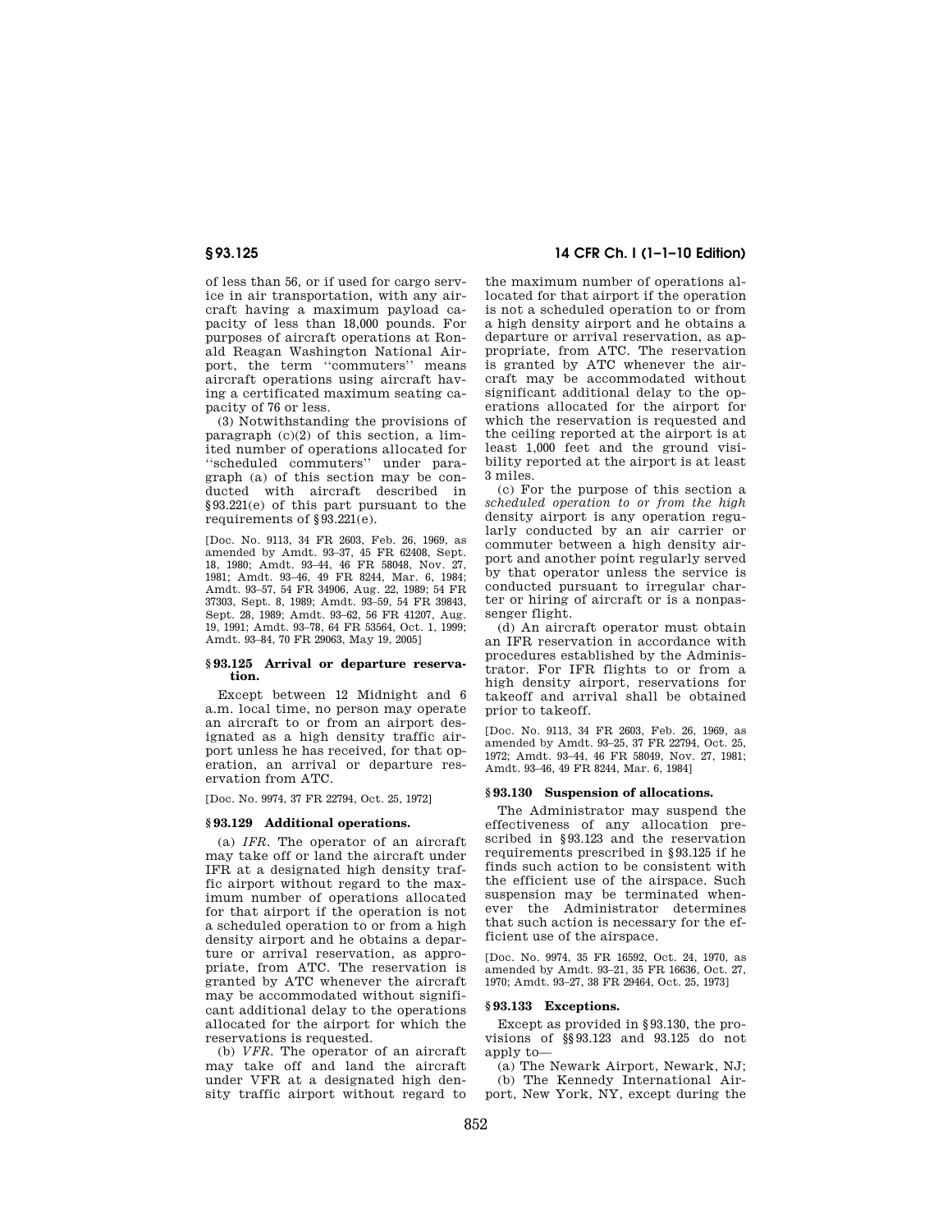of less than 56, or if used for cargo service in air transportation, with any aircraft having a maximum payload capacity of less than 18,000 pounds. For purposes of aircraft operations at Ronald Reagan Washington National Airport, the term "commuters" means aircraft operations using aircraft having a certificated maximum seating capacity of 76 or less.

(3) Notwithstanding the provisions of paragraph (c)(2) of this section, a limited number of operations allocated for "scheduled commuters" under paragraph (a) of this section may be conducted with aircraft described in §93.221(e) of this part pursuant to the requirements of §93.221(e).

[Doc. No. 9113, 34 FR 2603, Feb. 26, 1969, as amended by Amdt. 93–37, 45 FR 62408, Sept. 18, 1980; Amdt. 93–44, 46 FR 58048, Nov. 27, 1981; Amdt. 93–46, 49 FR 8244, Mar. 6, 1984; Amdt. 93–57, 54 FR 34906, Aug. 22, 1989; 54 FR 37303, Sept. 8, 1989; Amdt. 93–59, 54 FR 39843, Sept. 28, 1989; Amdt. 93–62, 56 FR 41207, Aug. 19, 1991; Amdt. 93–78, 64 FR 53564, Oct. 1, 1999; Amdt. 93–84, 70 FR 29063, May 19, 2005]

### §93.125 Arrival or departure reservation.

Except between 12 Midnight and 6 a.m. local time, no person may operate an aircraft to or from an airport designated as a high density traffic airport unless he has received, for that operation, an arrival or departure reservation from ATC.

[Doc. No. 9974, 37 FR 22794, Oct. 25, 1972]

### §93.129 Additional operations.

(a) *IFR.* The operator of an aircraft may take off or land the aircraft under IFR at a designated high density traffic airport without regard to the maximum number of operations allocated for that airport if the operation is not a scheduled operation to or from a high density airport and he obtains a departure or arrival reservation, as appropriate, from ATC. The reservation is granted by ATC whenever the aircraft may be accommodated without significant additional delay to the operations allocated for the airport for which the reservations is requested.

(b) *VFR.* The operator of an aircraft may take off and land the aircraft under VFR at a designated high density traffic airport without regard to the maximum number of operations allocated for that airport if the operation is not a scheduled operation to or from a high density airport and he obtains a departure or arrival reservation, as appropriate, from ATC. The reservation is granted by ATC whenever the aircraft may be accommodated without significant additional delay to the operations allocated for the airport for which the reservation is requested and the ceiling reported at the airport is at least 1,000 feet and the ground visibility reported at the airport is at least 3 miles.

(c) For the purpose of this section a *scheduled operation to or from the high* density airport is any operation regularly conducted by an air carrier or commuter between a high density airport and another point regularly served by that operator unless the service is conducted pursuant to irregular charter or hiring of aircraft or is a nonpassenger flight.

(d) An aircraft operator must obtain an IFR reservation in accordance with procedures established by the Administrator. For IFR flights to or from a high density airport, reservations for takeoff and arrival shall be obtained prior to takeoff.

[Doc. No. 9113, 34 FR 2603, Feb. 26, 1969, as amended by Amdt. 93–25, 37 FR 22794, Oct. 25, 1972; Amdt. 93–44, 46 FR 58049, Nov. 27, 1981; Amdt. 93–46, 49 FR 8244, Mar. 6, 1984]

### §93.130 Suspension of allocations.

The Administrator may suspend the effectiveness of any allocation prescribed in §93.123 and the reservation requirements prescribed in §93.125 if he finds such action to be consistent with the efficient use of the airspace. Such suspension may be terminated whenever the Administrator determines that such action is necessary for the efficient use of the airspace.

[Doc. No. 9974, 35 FR 16592, Oct. 24, 1970, as amended by Amdt. 93–21, 35 FR 16636, Oct. 27, 1970; Amdt. 93–27, 38 FR 29464, Oct. 25, 1973]

### §93.133 Exceptions.

Except as provided in §93.130, the provisions of §§93.123 and 93.125 do not apply to—

(a) The Newark Airport, Newark, NJ;

(b) The Kennedy International Airport, New York, NY, except during the